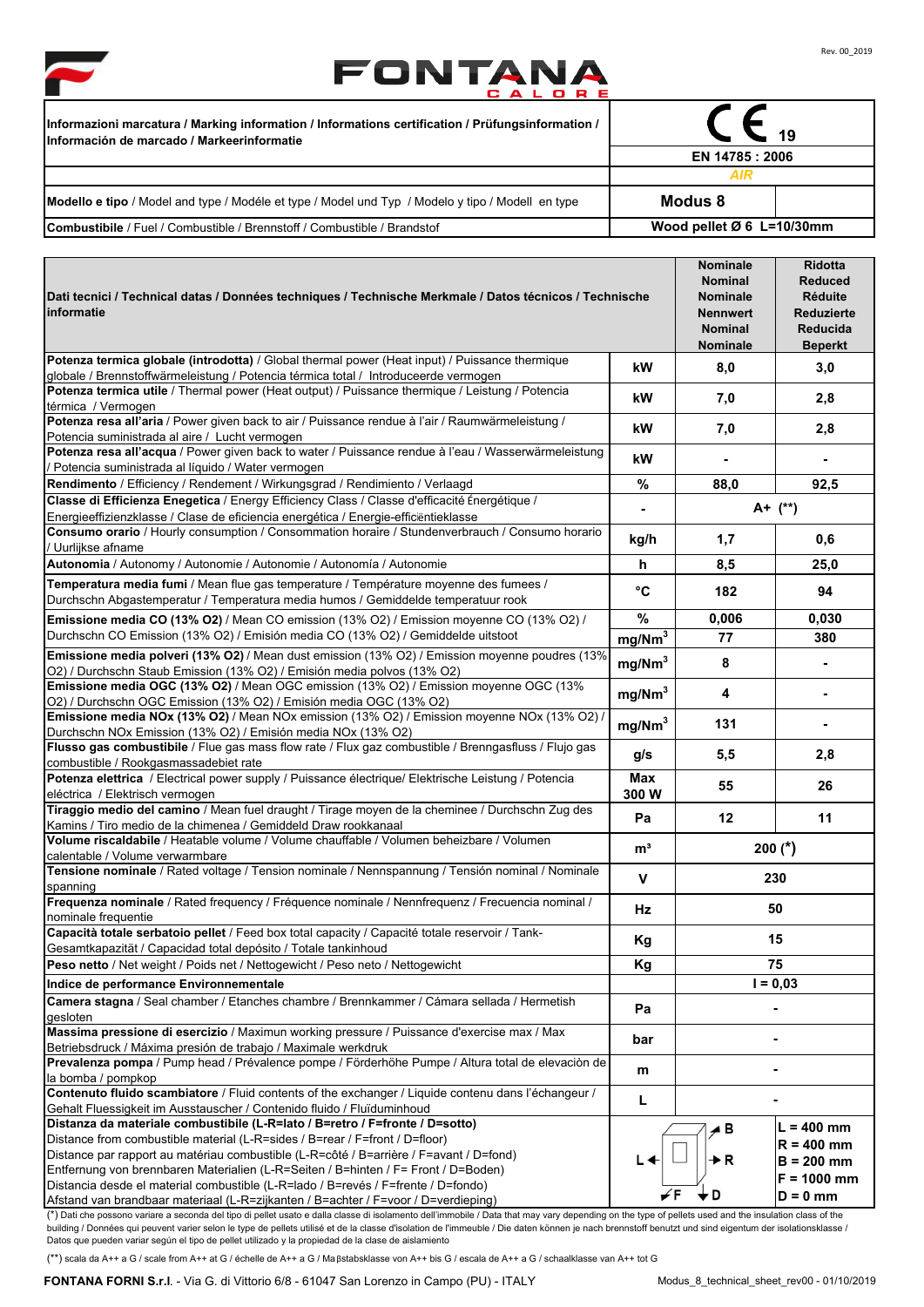Rev. 00_2019

# FONTANA CALORE

| Informazioni marcatura / Marking information / Informations certification / Prüfungsinformation / Información de marcado / Markeerinformatie | CE 19 |
|---|---|
| | EN 14785 : 2006 |
| | AIR |
| **Modello e tipo** / Model and type / Modéle et type / Model und Typ / Modelo y tipo / Modell en type | **Modus 8** |
| **Combustibile** / Fuel / Combustible / Brennstoff / Combustible / Brandstof | **Wood pellet Ø 6 L=10/30mm** |

| **Dati tecnici / Technical datas / Données techniques / Technische Merkmale / Datos técnicos / Technische informatie** | | **Nominale Nominal Nominale Nennwert Nominal Nominale** | **Ridotta Reduced Réduite Reduzierte Reducida Beperkt** |
|---|---|---|---|
| **Potenza termica globale (introdotta)** / Global thermal power (Heat input) / Puissance thermique globale / Brennstoffwärmeleistung / Potencia térmica total / Introduceerde vermogen | kW | 8,0 | 3,0 |
| **Potenza termica utile** / Thermal power (Heat output) / Puissance thermique / Leistung / Potencia térmica / Vermogen | kW | 7,0 | 2,8 |
| **Potenza resa all'aria** / Power given back to air / Puissance rendue à l'air / Raumwärmeleistung / Potencia suministrada al aire / Lucht vermogen | kW | 7,0 | 2,8 |
| **Potenza resa all'acqua** / Power given back to water / Puissance rendue à l'eau / Wasserwärmeleistung / Potencia suministrada al líquido / Water vermogen | kW | - | - |
| **Rendimento** / Efficiency / Rendement / Wirkungsgrad / Rendimiento / Verlaagd | % | 88,0 | 92,5 |
| **Classe di Efficienza Enegetica** / Energy Efficiency Class / Classe d'efficacité Énergétique / Energieeffizienzklasse / Clase de eficiencia energética / Energie-efficiëntieklasse | - | A+ (**) | |
| **Consumo orario** / Hourly consumption / Consommation horaire / Stundenverbrauch / Consumo horario / Uurlijkse afname | kg/h | 1,7 | 0,6 |
| **Autonomia** / Autonomy / Autonomie / Autonomie / Autonomía / Autonomie | h | 8,5 | 25,0 |
| **Temperatura media fumi** / Mean flue gas temperature / Température moyenne des fumees / Durchschn Abgastemperatur / Temperatura media humos / Gemiddelde temperatuur rook | °C | 182 | 94 |
| **Emissione media CO (13% O2)** / Mean CO emission (13% O2) / Emission moyenne CO (13% O2) / Durchschn CO Emission (13% O2) / Emisión media CO (13% O2) / Gemiddelde uitstoot | % | 0,006 | 0,030 |
| | $mg/Nm^3$ | 77 | 380 |
| **Emissione media polveri (13% O2)** / Mean dust emission (13% O2) / Emission moyenne poudres (13% O2) / Durchschn Staub Emission (13% O2) / Emisión media polvos (13% O2) | $mg/Nm^3$ | 8 | - |
| **Emissione media OGC (13% O2)** / Mean OGC emission (13% O2) / Emission moyenne OGC (13% O2) / Durchschn OGC Emission (13% O2) / Emisión media OGC (13% O2) | $mg/Nm^3$ | 4 | - |
| **Emissione media NOx (13% O2)** / Mean NOx emission (13% O2) / Emission moyenne NOx (13% O2) / Durchschn NOx Emission (13% O2) / Emisión media NOx (13% O2) | $mg/Nm^3$ | 131 | - |
| **Flusso gas combustibile** / Flue gas mass flow rate / Flux gaz combustible / Brenngasfluss / Flujo gas combustible / Rookgasmassadebiet rate | g/s | 5,5 | 2,8 |
| **Potenza elettrica** / Electrical power supply / Puissance électrique/ Elektrische Leistung / Potencia eléctrica / Elektrisch vermogen | Max 300 W | 55 | 26 |
| **Tiraggio medio del camino** / Mean fuel draught / Tirage moyen de la cheminee / Durchschn Zug des Kamins / Tiro medio de la chimenea / Gemiddeld Draw rookkanaal | Pa | 12 | 11 |
| **Volume riscaldabile** / Heatable volume / Volume chauffable / Volumen beheizbare / Volumen calentable / Volume verwarmbare | m³ | 200 (*) | |
| **Tensione nominale** / Rated voltage / Tension nominale / Nennspannung / Tensión nominal / Nominale spanning | V | 230 | |
| **Frequenza nominale** / Rated frequency / Fréquence nominale / Nennfrequenz / Frecuencia nominal / nominale frequentie | Hz | 50 | |
| **Capacità totale serbatoio pellet** / Feed box total capacity / Capacité totale reservoir / Tank-Gesamtkapazität / Capacidad total depósito / Totale tankinhoud | Kg | 15 | |
| **Peso netto** / Net weight / Poids net / Nettogewicht / Peso neto / Nettogewicht | Kg | 75 | |
| **Indice de performance Environnementale** | | I = 0,03 | |
| **Camera stagna** / Seal chamber / Etanches chambre / Brennkammer / Cámara sellada / Hermetish gesloten | Pa | - | |
| **Massima pressione di esercizio** / Maximun working pressure / Puissance d'exercise max / Max Betriebsdruck / Máxima presión de trabajo / Maximale werkdruk | bar | - | |
| **Prevalenza pompa** / Pump head / Prévalence pompe / Förderhöhe Pumpe / Altura total de elevaciòn de la bomba / pompkop | m | - | |
| **Contenuto fluido scambiatore** / Fluid contents of the exchanger / Liquide contenu dans l'échangeur / Gehalt Fluessigkeit im Ausstauscher / Contenido fluido / Fluïduminhoud | L | - | |
| **Distanza da materiale combustibile (L-R=lato / B=retro / F=fronte / D=sotto)** Distance from combustible material (L-R=sides / B=rear / F=front / D=floor) Distance par rapport au matériau combustible (L-R=côté / B=arrière / F=avant / D=fond) Entfernung von brennbaren Materialien (L-R=Seiten / B=hinten / F= Front / D=Boden) Distancia desde el material combustible (L-R=lado / B=revés / F=frente / D=fondo) Afstand van brandbaar materiaal (L-R=zijkanten / B=achter / F=voor / D=verdieping) | | L, R, B, F, D | L = 400 mm, R = 400 mm, B = 200 mm, F = 1000 mm, D = 0 mm |

(*) Dati che possono variare a seconda del tipo di pellet usato e dalla classe di isolamento dell'immobile / Data that may vary depending on the type of pellets used and the insulation class of the building / Données qui peuvent varier selon le type de pellets utilisé et de la classe d'isolation de l'immeuble / Die daten können je nach brennstoff benutzt und sind eigentum der isolationsklasse / Datos que pueden variar según el tipo de pellet utilizado y la propiedad de la clase de aislamiento

(**) scala da A++ a G / scale from A++ at G / échelle de A++ a G / Maßstabsklasse von A++ bis G / escala de A++ a G / schaalklasse van A++ tot G

**FONTANA FORNI S.r.l.** - Via G. di Vittorio 6/8 - 61047 San Lorenzo in Campo (PU) - ITALY

Modus_8_technical_sheet_rev00 - 01/10/2019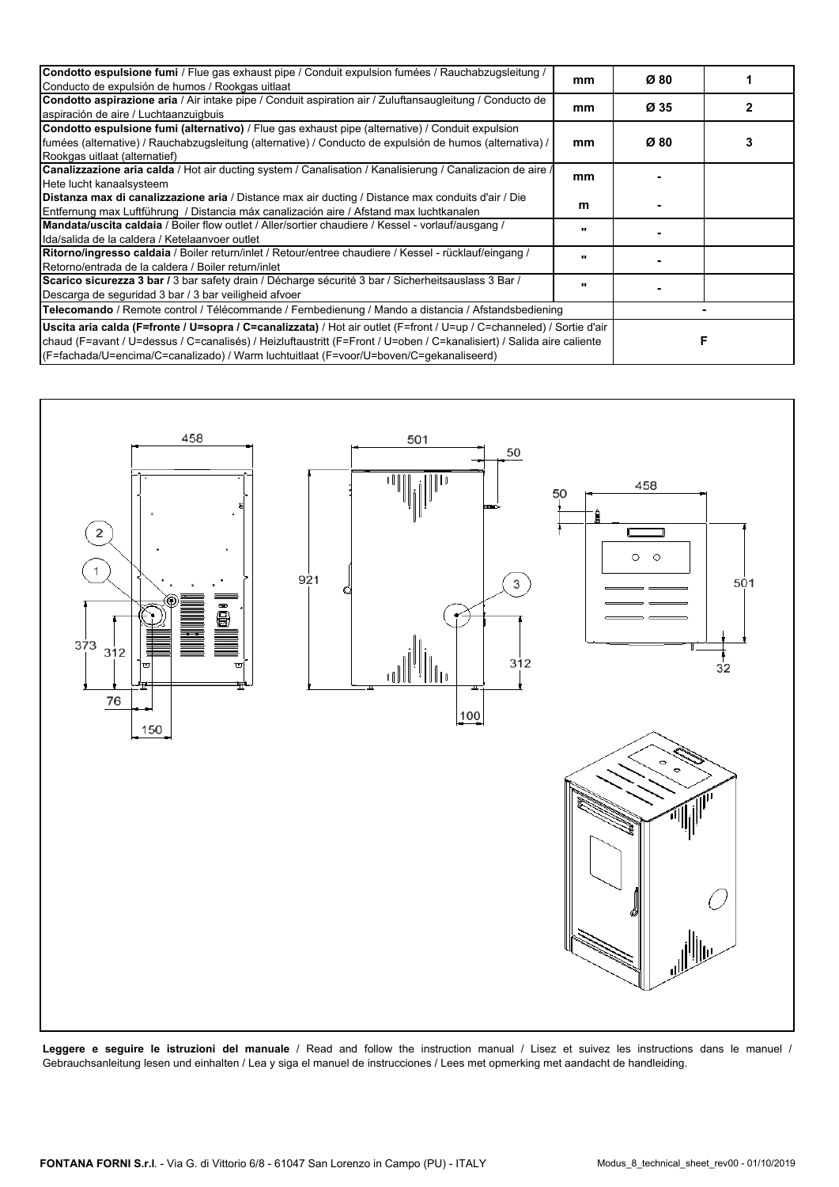| | | | |
|---|---|---|---|
| **Condotto espulsione fumi** / Flue gas exhaust pipe / Conduit expulsion fumées / Rauchabzugsleitung / Conducto de expulsión de humos / Rookgas uitlaat | mm | Ø 80 | 1 |
| **Condotto aspirazione aria** / Air intake pipe / Conduit aspiration air / Zuluftansaugleitung / Conducto de aspiración de aire / Luchtaanzuigbuis | mm | Ø 35 | 2 |
| **Condotto espulsione fumi (alternativo)** / Flue gas exhaust pipe (alternative) / Conduit expulsion fumées (alternative) / Rauchabzugsleitung (alternative) / Conducto de expulsión de humos (alternativa) / Rookgas uitlaat (alternatief) | mm | Ø 80 | 3 |
| **Canalizzazione aria calda** / Hot air ducting system / Canalisation / Kanalisierung / Canalizacion de aire / Hete lucht kanaalsysteem | mm | - | |
| **Distanza max di canalizzazione aria** / Distance max air ducting / Distance max conduits d'air / Die Entfernung max Luftführung / Distancia máx canalización aire / Afstand max luchtkanalen | m | - | |
| **Mandata/uscita caldaia** / Boiler flow outlet / Aller/sortier chaudiere / Kessel - vorlauf/ausgang / Ida/salida de la caldera / Ketelaanvoer outlet | " | - | |
| **Ritorno/ingresso caldaia** / Boiler return/inlet / Retour/entree chaudiere / Kessel - rücklauf/eingang / Retorno/entrada de la caldera / Boiler return/inlet | " | - | |
| **Scarico sicurezza 3 bar /** 3 bar safety drain / Décharge sécurité 3 bar / Sicherheitsauslass 3 Bar / Descarga de seguridad 3 bar / 3 bar veiligheid afvoer | " | - | |
| **Telecomando** / Remote control / Télécommande / Fernbedienung / Mando a distancia / Afstandsbediening | | - | |
| **Uscita aria calda (F=fronte / U=sopra / C=canalizzata)** / Hot air outlet (F=front / U=up / C=channeled) / Sortie d'air chaud (F=avant / U=dessus / C=canalisés) / Heizluftaustritt (F=Front / U=oben / C=kanalisiert) / Salida aire caliente (F=fachada/U=encima/C=canalizado) / Warm luchtuitlaat (F=voor/U=boven/C=gekanaliseerd) | | F | |

458
501
50
50
458
2
1
921
3
501
373
312
312
32
76
100
150

**Leggere e seguire le istruzioni del manuale** / Read and follow the instruction manual / Lisez et suivez les instructions dans le manuel / Gebrauchsanleitung lesen und einhalten / Lea y siga el manuel de instrucciones / Lees met opmerking met aandacht de handleiding.

**FONTANA FORNI S.r.l.** - Via G. di Vittorio 6/8 - 61047 San Lorenzo in Campo (PU) - ITALY

Modus_8_technical_sheet_rev00 - 01/10/2019